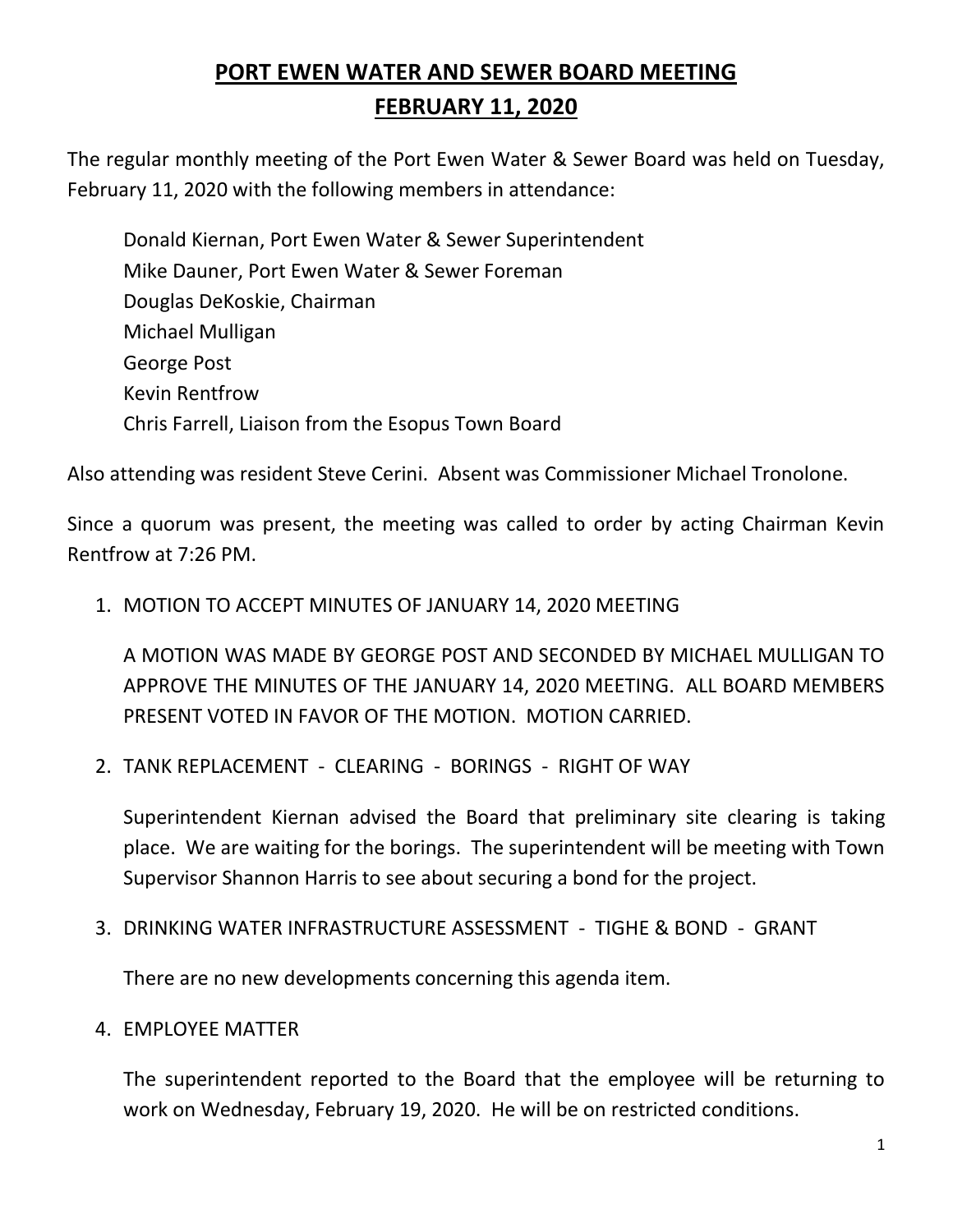# PORT EWEN WATER AND SEWER BOARD MEETING
# FEBRUARY 11, 2020

The regular monthly meeting of the Port Ewen Water & Sewer Board was held on Tuesday, February 11, 2020 with the following members in attendance:

Donald Kiernan, Port Ewen Water & Sewer Superintendent  
Mike Dauner, Port Ewen Water & Sewer Foreman  
Douglas DeKoskie, Chairman  
Michael Mulligan  
George Post  
Kevin Rentfrow  
Chris Farrell, Liaison from the Esopus Town Board

Also attending was resident Steve Cerini. Absent was Commissioner Michael Tronolone.

Since a quorum was present, the meeting was called to order by acting Chairman Kevin Rentfrow at 7:26 PM.

1. MOTION TO ACCEPT MINUTES OF JANUARY 14, 2020 MEETING

   A MOTION WAS MADE BY GEORGE POST AND SECONDED BY MICHAEL MULLIGAN TO APPROVE THE MINUTES OF THE JANUARY 14, 2020 MEETING. ALL BOARD MEMBERS PRESENT VOTED IN FAVOR OF THE MOTION. MOTION CARRIED.

2. TANK REPLACEMENT - CLEARING - BORINGS - RIGHT OF WAY

   Superintendent Kiernan advised the Board that preliminary site clearing is taking place. We are waiting for the borings. The superintendent will be meeting with Town Supervisor Shannon Harris to see about securing a bond for the project.

3. DRINKING WATER INFRASTRUCTURE ASSESSMENT - TIGHE & BOND - GRANT

   There are no new developments concerning this agenda item.

4. EMPLOYEE MATTER

   The superintendent reported to the Board that the employee will be returning to work on Wednesday, February 19, 2020. He will be on restricted conditions.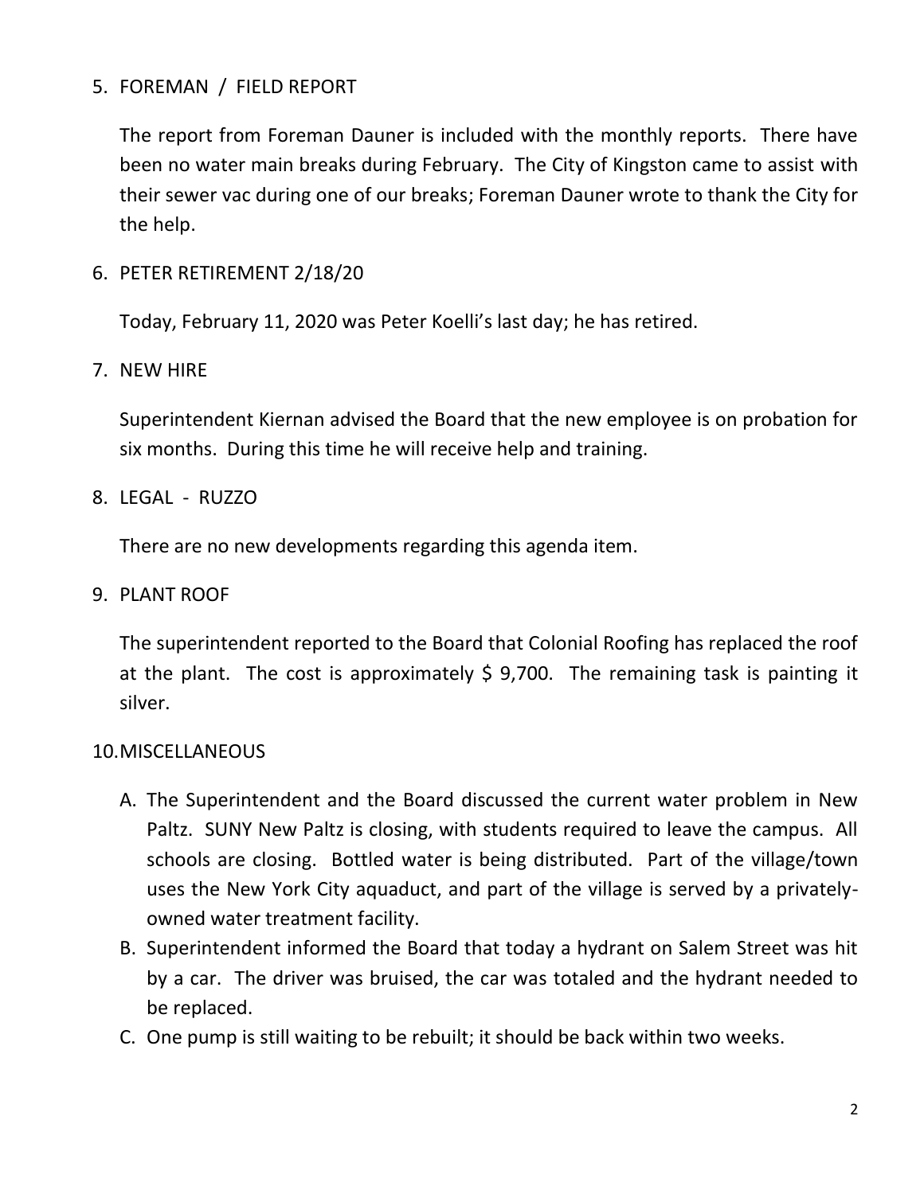5. FOREMAN / FIELD REPORT

   The report from Foreman Dauner is included with the monthly reports. There have been no water main breaks during February. The City of Kingston came to assist with their sewer vac during one of our breaks; Foreman Dauner wrote to thank the City for the help.

6. PETER RETIREMENT 2/18/20

   Today, February 11, 2020 was Peter Koelli's last day; he has retired.

7. NEW HIRE

   Superintendent Kiernan advised the Board that the new employee is on probation for six months. During this time he will receive help and training.

8. LEGAL - RUZZO

   There are no new developments regarding this agenda item.

9. PLANT ROOF

   The superintendent reported to the Board that Colonial Roofing has replaced the roof at the plant. The cost is approximately $ 9,700. The remaining task is painting it silver.

10. MISCELLANEOUS

    A. The Superintendent and the Board discussed the current water problem in New Paltz. SUNY New Paltz is closing, with students required to leave the campus. All schools are closing. Bottled water is being distributed. Part of the village/town uses the New York City aquaduct, and part of the village is served by a privately-owned water treatment facility.
    B. Superintendent informed the Board that today a hydrant on Salem Street was hit by a car. The driver was bruised, the car was totaled and the hydrant needed to be replaced.
    C. One pump is still waiting to be rebuilt; it should be back within two weeks.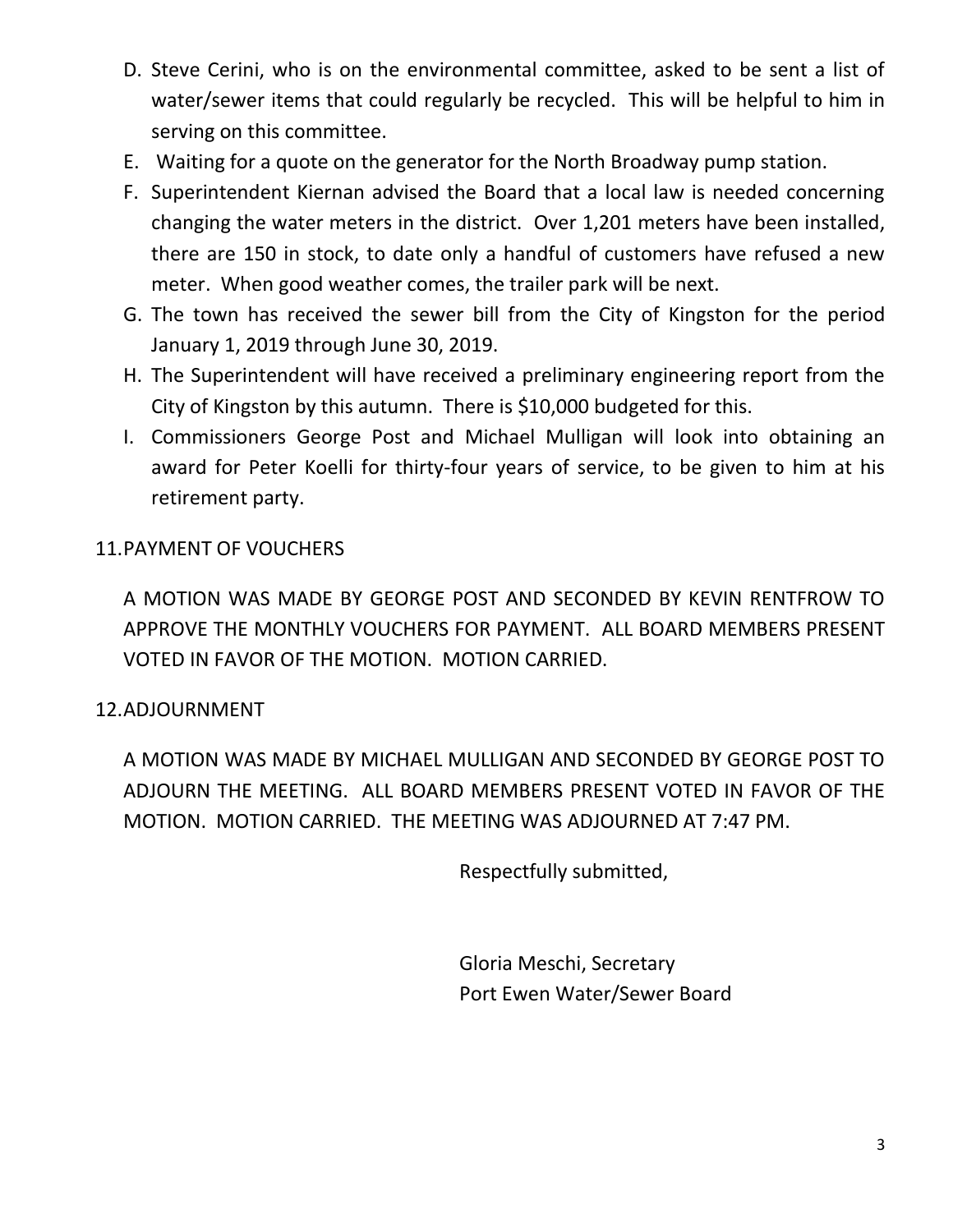D. Steve Cerini, who is on the environmental committee, asked to be sent a list of water/sewer items that could regularly be recycled. This will be helpful to him in serving on this committee.

E. Waiting for a quote on the generator for the North Broadway pump station.

F. Superintendent Kiernan advised the Board that a local law is needed concerning changing the water meters in the district. Over 1,201 meters have been installed, there are 150 in stock, to date only a handful of customers have refused a new meter. When good weather comes, the trailer park will be next.

G. The town has received the sewer bill from the City of Kingston for the period January 1, 2019 through June 30, 2019.

H. The Superintendent will have received a preliminary engineering report from the City of Kingston by this autumn. There is $10,000 budgeted for this.

I. Commissioners George Post and Michael Mulligan will look into obtaining an award for Peter Koelli for thirty-four years of service, to be given to him at his retirement party.

11. PAYMENT OF VOUCHERS

A MOTION WAS MADE BY GEORGE POST AND SECONDED BY KEVIN RENTFROW TO APPROVE THE MONTHLY VOUCHERS FOR PAYMENT. ALL BOARD MEMBERS PRESENT VOTED IN FAVOR OF THE MOTION. MOTION CARRIED.

12. ADJOURNMENT

A MOTION WAS MADE BY MICHAEL MULLIGAN AND SECONDED BY GEORGE POST TO ADJOURN THE MEETING. ALL BOARD MEMBERS PRESENT VOTED IN FAVOR OF THE MOTION. MOTION CARRIED. THE MEETING WAS ADJOURNED AT 7:47 PM.

Respectfully submitted,

Gloria Meschi, Secretary
Port Ewen Water/Sewer Board